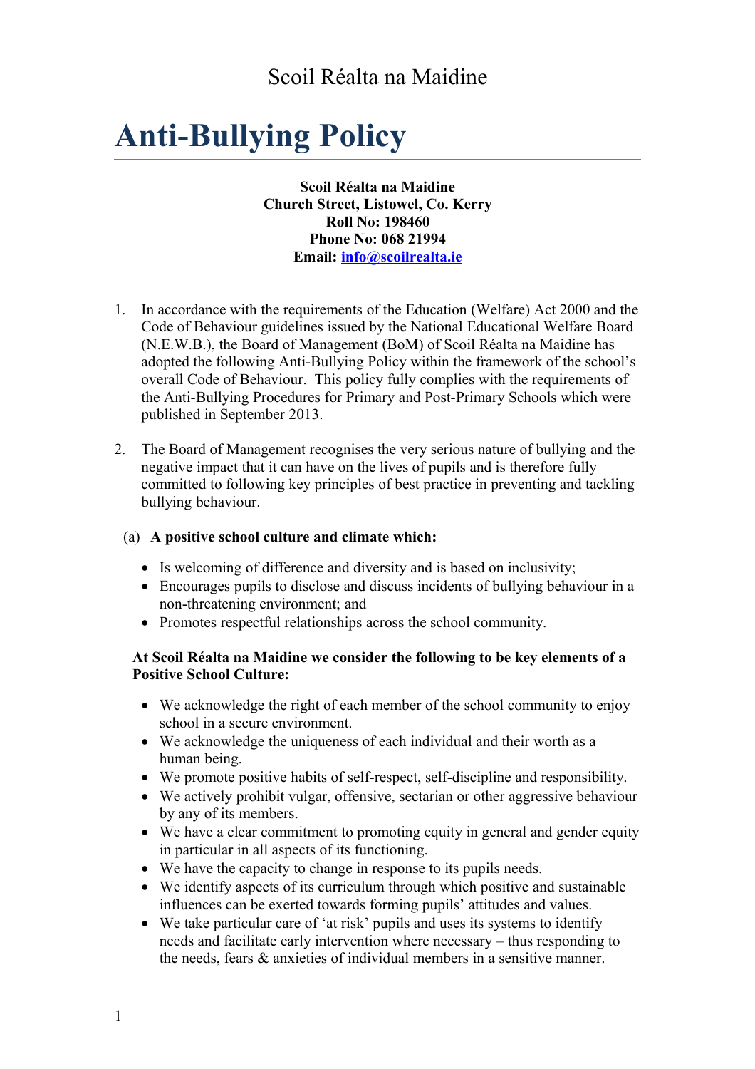Scoil Réalta na Maidine

# Anti-Bullying Policy

**Scoil Réalta na Maidine**
**Church Street, Listowel, Co. Kerry**
**Roll No: 198460**
**Phone No: 068 21994**
**Email: info@scoilrealta.ie**

1. In accordance with the requirements of the Education (Welfare) Act 2000 and the Code of Behaviour guidelines issued by the National Educational Welfare Board (N.E.W.B.), the Board of Management (BoM) of Scoil Réalta na Maidine has adopted the following Anti-Bullying Policy within the framework of the school's overall Code of Behaviour. This policy fully complies with the requirements of the Anti-Bullying Procedures for Primary and Post-Primary Schools which were published in September 2013.

2. The Board of Management recognises the very serious nature of bullying and the negative impact that it can have on the lives of pupils and is therefore fully committed to following key principles of best practice in preventing and tackling bullying behaviour.

(a) **A positive school culture and climate which:**

- Is welcoming of difference and diversity and is based on inclusivity;
- Encourages pupils to disclose and discuss incidents of bullying behaviour in a non-threatening environment; and
- Promotes respectful relationships across the school community.

**At Scoil Réalta na Maidine we consider the following to be key elements of a Positive School Culture:**

- We acknowledge the right of each member of the school community to enjoy school in a secure environment.
- We acknowledge the uniqueness of each individual and their worth as a human being.
- We promote positive habits of self-respect, self-discipline and responsibility.
- We actively prohibit vulgar, offensive, sectarian or other aggressive behaviour by any of its members.
- We have a clear commitment to promoting equity in general and gender equity in particular in all aspects of its functioning.
- We have the capacity to change in response to its pupils needs.
- We identify aspects of its curriculum through which positive and sustainable influences can be exerted towards forming pupils' attitudes and values.
- We take particular care of 'at risk' pupils and uses its systems to identify needs and facilitate early intervention where necessary – thus responding to the needs, fears & anxieties of individual members in a sensitive manner.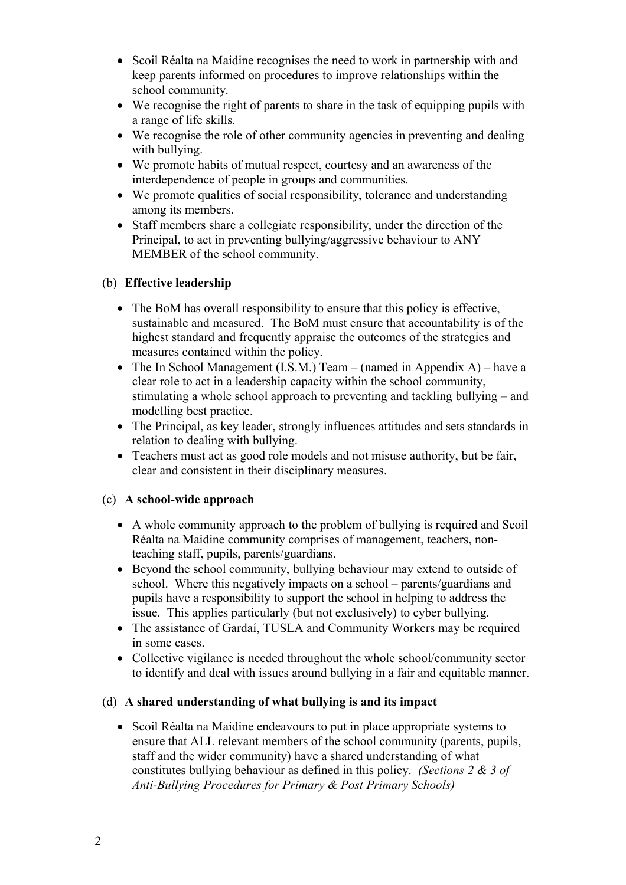- Scoil Réalta na Maidine recognises the need to work in partnership with and keep parents informed on procedures to improve relationships within the school community.
- We recognise the right of parents to share in the task of equipping pupils with a range of life skills.
- We recognise the role of other community agencies in preventing and dealing with bullying.
- We promote habits of mutual respect, courtesy and an awareness of the interdependence of people in groups and communities.
- We promote qualities of social responsibility, tolerance and understanding among its members.
- Staff members share a collegiate responsibility, under the direction of the Principal, to act in preventing bullying/aggressive behaviour to ANY MEMBER of the school community.

(b) **Effective leadership**

- The BoM has overall responsibility to ensure that this policy is effective, sustainable and measured. The BoM must ensure that accountability is of the highest standard and frequently appraise the outcomes of the strategies and measures contained within the policy.
- The In School Management (I.S.M.) Team – (named in Appendix A) – have a clear role to act in a leadership capacity within the school community, stimulating a whole school approach to preventing and tackling bullying – and modelling best practice.
- The Principal, as key leader, strongly influences attitudes and sets standards in relation to dealing with bullying.
- Teachers must act as good role models and not misuse authority, but be fair, clear and consistent in their disciplinary measures.

(c) **A school-wide approach**

- A whole community approach to the problem of bullying is required and Scoil Réalta na Maidine community comprises of management, teachers, non-teaching staff, pupils, parents/guardians.
- Beyond the school community, bullying behaviour may extend to outside of school. Where this negatively impacts on a school – parents/guardians and pupils have a responsibility to support the school in helping to address the issue. This applies particularly (but not exclusively) to cyber bullying.
- The assistance of Gardaí, TUSLA and Community Workers may be required in some cases.
- Collective vigilance is needed throughout the whole school/community sector to identify and deal with issues around bullying in a fair and equitable manner.

(d) **A shared understanding of what bullying is and its impact**

- Scoil Réalta na Maidine endeavours to put in place appropriate systems to ensure that ALL relevant members of the school community (parents, pupils, staff and the wider community) have a shared understanding of what constitutes bullying behaviour as defined in this policy. *(Sections 2 & 3 of Anti-Bullying Procedures for Primary & Post Primary Schools)*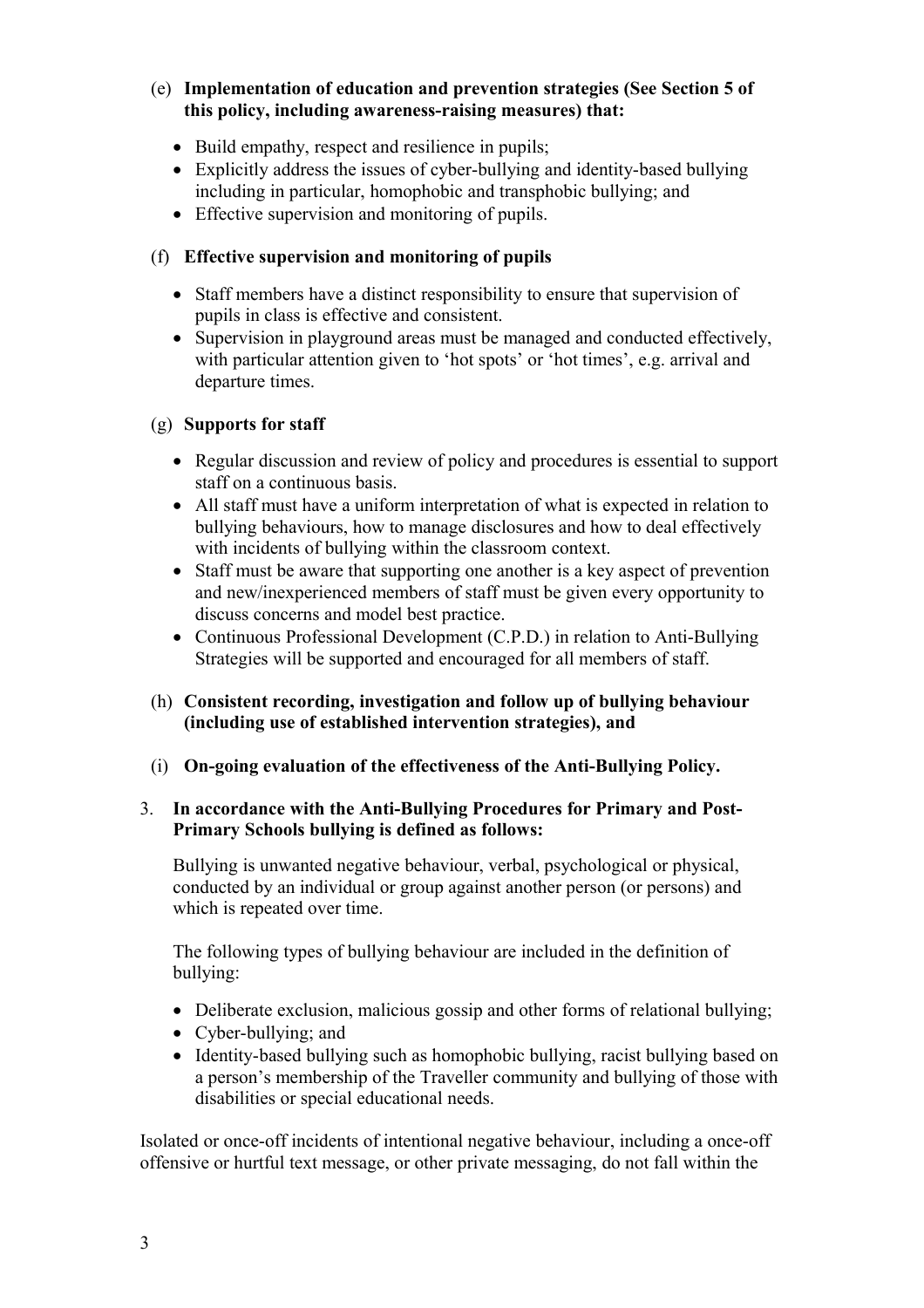(e) **Implementation of education and prevention strategies (See Section 5 of this policy, including awareness-raising measures) that:**

- Build empathy, respect and resilience in pupils;
- Explicitly address the issues of cyber-bullying and identity-based bullying including in particular, homophobic and transphobic bullying; and
- Effective supervision and monitoring of pupils.

(f) **Effective supervision and monitoring of pupils**

- Staff members have a distinct responsibility to ensure that supervision of pupils in class is effective and consistent.
- Supervision in playground areas must be managed and conducted effectively, with particular attention given to 'hot spots' or 'hot times', e.g. arrival and departure times.

(g) **Supports for staff**

- Regular discussion and review of policy and procedures is essential to support staff on a continuous basis.
- All staff must have a uniform interpretation of what is expected in relation to bullying behaviours, how to manage disclosures and how to deal effectively with incidents of bullying within the classroom context.
- Staff must be aware that supporting one another is a key aspect of prevention and new/inexperienced members of staff must be given every opportunity to discuss concerns and model best practice.
- Continuous Professional Development (C.P.D.) in relation to Anti-Bullying Strategies will be supported and encouraged for all members of staff.

(h) **Consistent recording, investigation and follow up of bullying behaviour (including use of established intervention strategies), and**

(i) **On-going evaluation of the effectiveness of the Anti-Bullying Policy.**

3. **In accordance with the Anti-Bullying Procedures for Primary and Post-Primary Schools bullying is defined as follows:**

   Bullying is unwanted negative behaviour, verbal, psychological or physical, conducted by an individual or group against another person (or persons) and which is repeated over time.

   The following types of bullying behaviour are included in the definition of bullying:

   - Deliberate exclusion, malicious gossip and other forms of relational bullying;
   - Cyber-bullying; and
   - Identity-based bullying such as homophobic bullying, racist bullying based on a person's membership of the Traveller community and bullying of those with disabilities or special educational needs.

Isolated or once-off incidents of intentional negative behaviour, including a once-off offensive or hurtful text message, or other private messaging, do not fall within the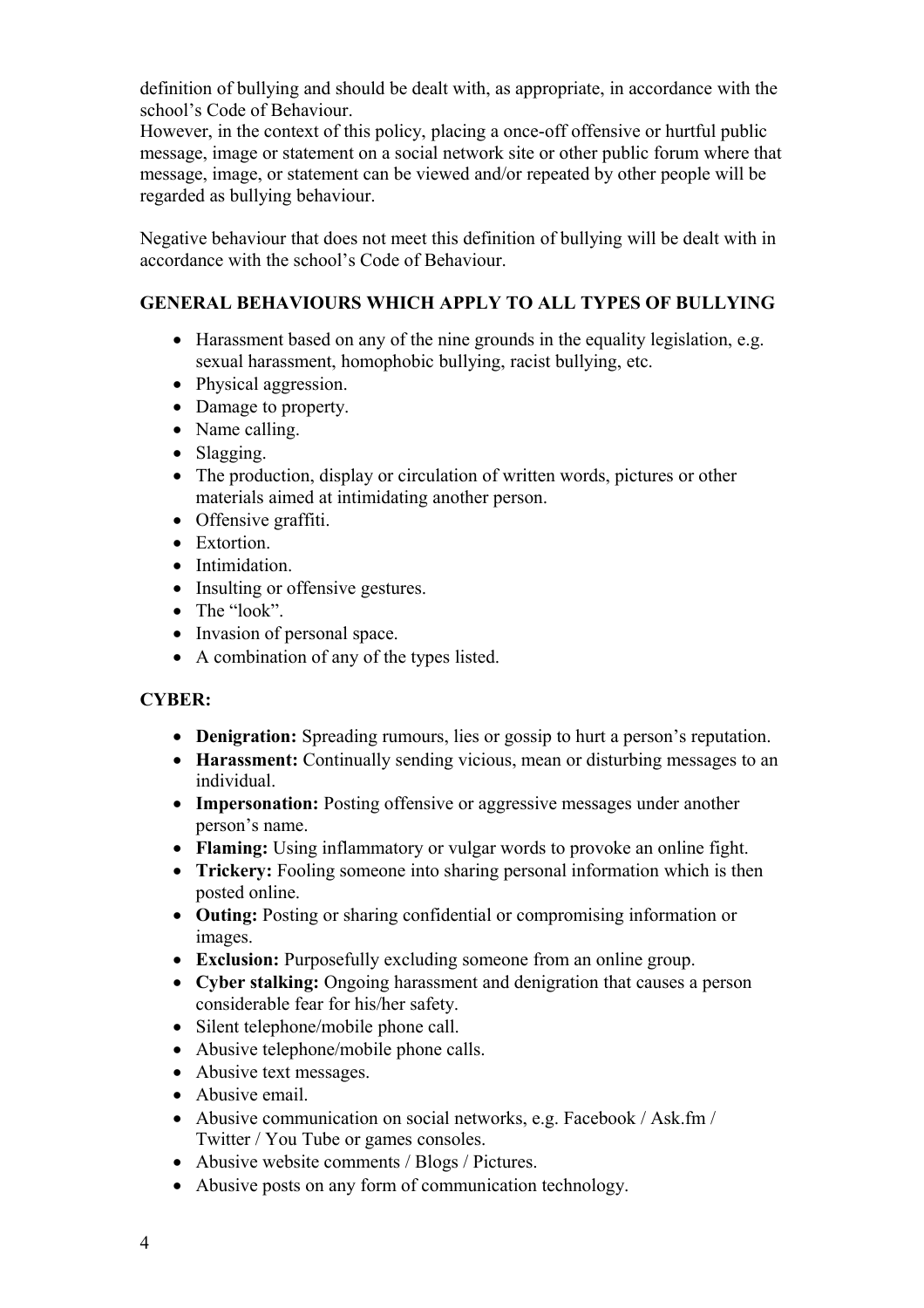definition of bullying and should be dealt with, as appropriate, in accordance with the school's Code of Behaviour.
However, in the context of this policy, placing a once-off offensive or hurtful public message, image or statement on a social network site or other public forum where that message, image, or statement can be viewed and/or repeated by other people will be regarded as bullying behaviour.

Negative behaviour that does not meet this definition of bullying will be dealt with in accordance with the school's Code of Behaviour.

## GENERAL BEHAVIOURS WHICH APPLY TO ALL TYPES OF BULLYING

- Harassment based on any of the nine grounds in the equality legislation, e.g. sexual harassment, homophobic bullying, racist bullying, etc.
- Physical aggression.
- Damage to property.
- Name calling.
- Slagging.
- The production, display or circulation of written words, pictures or other materials aimed at intimidating another person.
- Offensive graffiti.
- Extortion.
- Intimidation.
- Insulting or offensive gestures.
- The "look".
- Invasion of personal space.
- A combination of any of the types listed.

## CYBER:

- **Denigration:** Spreading rumours, lies or gossip to hurt a person's reputation.
- **Harassment:** Continually sending vicious, mean or disturbing messages to an individual.
- **Impersonation:** Posting offensive or aggressive messages under another person's name.
- **Flaming:** Using inflammatory or vulgar words to provoke an online fight.
- **Trickery:** Fooling someone into sharing personal information which is then posted online.
- **Outing:** Posting or sharing confidential or compromising information or images.
- **Exclusion:** Purposefully excluding someone from an online group.
- **Cyber stalking:** Ongoing harassment and denigration that causes a person considerable fear for his/her safety.
- Silent telephone/mobile phone call.
- Abusive telephone/mobile phone calls.
- Abusive text messages.
- Abusive email.
- Abusive communication on social networks, e.g. Facebook / Ask.fm / Twitter / You Tube or games consoles.
- Abusive website comments / Blogs / Pictures.
- Abusive posts on any form of communication technology.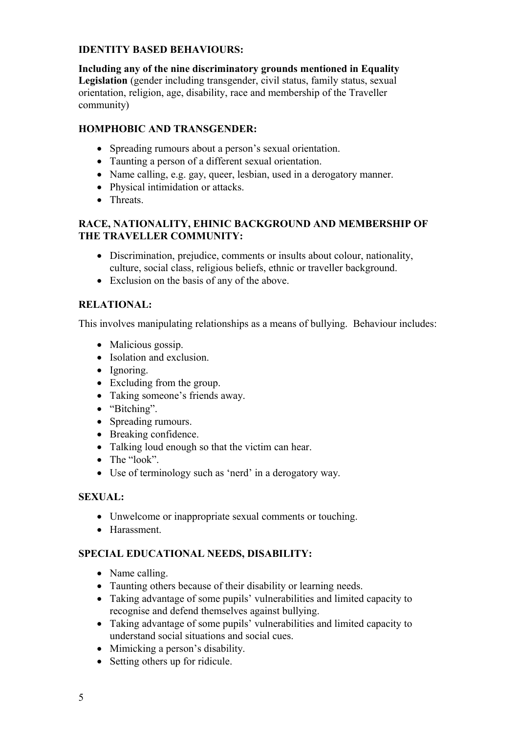**IDENTITY BASED BEHAVIOURS:**

**Including any of the nine discriminatory grounds mentioned in Equality Legislation** (gender including transgender, civil status, family status, sexual orientation, religion, age, disability, race and membership of the Traveller community)

**HOMPHOBIC AND TRANSGENDER:**

- Spreading rumours about a person's sexual orientation.
- Taunting a person of a different sexual orientation.
- Name calling, e.g. gay, queer, lesbian, used in a derogatory manner.
- Physical intimidation or attacks.
- Threats.

**RACE, NATIONALITY, EHINIC BACKGROUND AND MEMBERSHIP OF THE TRAVELLER COMMUNITY:**

- Discrimination, prejudice, comments or insults about colour, nationality, culture, social class, religious beliefs, ethnic or traveller background.
- Exclusion on the basis of any of the above.

**RELATIONAL:**

This involves manipulating relationships as a means of bullying. Behaviour includes:

- Malicious gossip.
- Isolation and exclusion.
- Ignoring.
- Excluding from the group.
- Taking someone's friends away.
- "Bitching".
- Spreading rumours.
- Breaking confidence.
- Talking loud enough so that the victim can hear.
- The "look".
- Use of terminology such as 'nerd' in a derogatory way.

**SEXUAL:**

- Unwelcome or inappropriate sexual comments or touching.
- Harassment.

**SPECIAL EDUCATIONAL NEEDS, DISABILITY:**

- Name calling.
- Taunting others because of their disability or learning needs.
- Taking advantage of some pupils' vulnerabilities and limited capacity to recognise and defend themselves against bullying.
- Taking advantage of some pupils' vulnerabilities and limited capacity to understand social situations and social cues.
- Mimicking a person's disability.
- Setting others up for ridicule.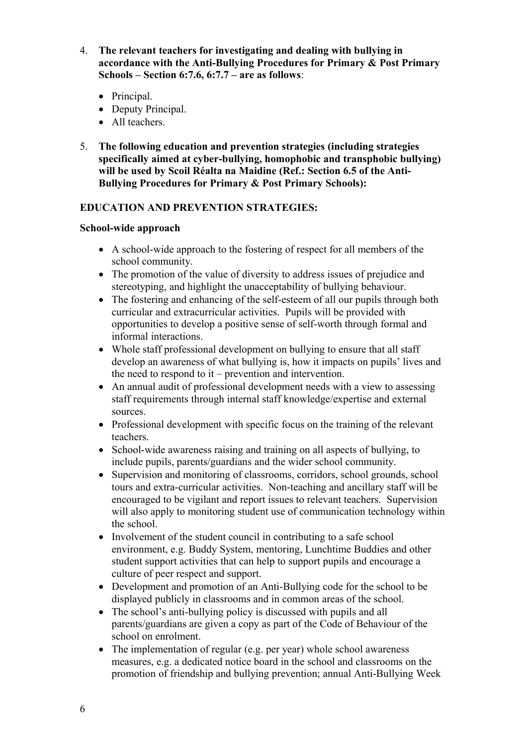4. **The relevant teachers for investigating and dealing with bullying in accordance with the Anti-Bullying Procedures for Primary & Post Primary Schools – Section 6:7.6, 6:7.7 – are as follows**:

   - Principal.
   - Deputy Principal.
   - All teachers.

5. **The following education and prevention strategies (including strategies specifically aimed at cyber-bullying, homophobic and transphobic bullying) will be used by Scoil Réalta na Maidine (Ref.: Section 6.5 of the Anti-Bullying Procedures for Primary & Post Primary Schools):**

**EDUCATION AND PREVENTION STRATEGIES:**

**School-wide approach**

- A school-wide approach to the fostering of respect for all members of the school community.
- The promotion of the value of diversity to address issues of prejudice and stereotyping, and highlight the unacceptability of bullying behaviour.
- The fostering and enhancing of the self-esteem of all our pupils through both curricular and extracurricular activities. Pupils will be provided with opportunities to develop a positive sense of self-worth through formal and informal interactions.
- Whole staff professional development on bullying to ensure that all staff develop an awareness of what bullying is, how it impacts on pupils' lives and the need to respond to it – prevention and intervention.
- An annual audit of professional development needs with a view to assessing staff requirements through internal staff knowledge/expertise and external sources.
- Professional development with specific focus on the training of the relevant teachers.
- School-wide awareness raising and training on all aspects of bullying, to include pupils, parents/guardians and the wider school community.
- Supervision and monitoring of classrooms, corridors, school grounds, school tours and extra-curricular activities. Non-teaching and ancillary staff will be encouraged to be vigilant and report issues to relevant teachers. Supervision will also apply to monitoring student use of communication technology within the school.
- Involvement of the student council in contributing to a safe school environment, e.g. Buddy System, mentoring, Lunchtime Buddies and other student support activities that can help to support pupils and encourage a culture of peer respect and support.
- Development and promotion of an Anti-Bullying code for the school to be displayed publicly in classrooms and in common areas of the school.
- The school's anti-bullying policy is discussed with pupils and all parents/guardians are given a copy as part of the Code of Behaviour of the school on enrolment.
- The implementation of regular (e.g. per year) whole school awareness measures, e.g. a dedicated notice board in the school and classrooms on the promotion of friendship and bullying prevention; annual Anti-Bullying Week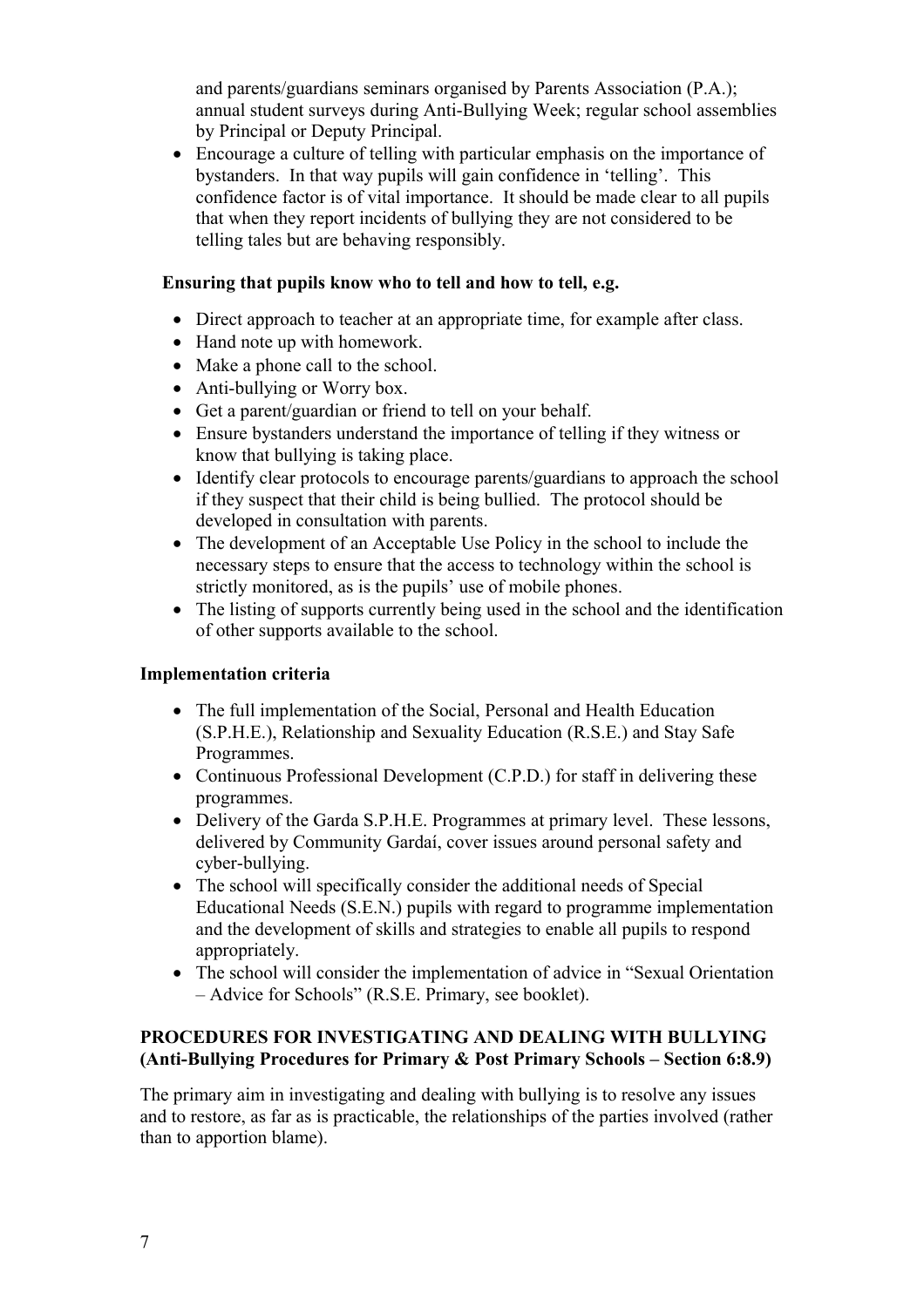and parents/guardians seminars organised by Parents Association (P.A.); annual student surveys during Anti-Bullying Week; regular school assemblies by Principal or Deputy Principal.

- Encourage a culture of telling with particular emphasis on the importance of bystanders. In that way pupils will gain confidence in 'telling'. This confidence factor is of vital importance. It should be made clear to all pupils that when they report incidents of bullying they are not considered to be telling tales but are behaving responsibly.

**Ensuring that pupils know who to tell and how to tell, e.g.**

- Direct approach to teacher at an appropriate time, for example after class.
- Hand note up with homework.
- Make a phone call to the school.
- Anti-bullying or Worry box.
- Get a parent/guardian or friend to tell on your behalf.
- Ensure bystanders understand the importance of telling if they witness or know that bullying is taking place.
- Identify clear protocols to encourage parents/guardians to approach the school if they suspect that their child is being bullied. The protocol should be developed in consultation with parents.
- The development of an Acceptable Use Policy in the school to include the necessary steps to ensure that the access to technology within the school is strictly monitored, as is the pupils' use of mobile phones.
- The listing of supports currently being used in the school and the identification of other supports available to the school.

**Implementation criteria**

- The full implementation of the Social, Personal and Health Education (S.P.H.E.), Relationship and Sexuality Education (R.S.E.) and Stay Safe Programmes.
- Continuous Professional Development (C.P.D.) for staff in delivering these programmes.
- Delivery of the Garda S.P.H.E. Programmes at primary level. These lessons, delivered by Community Gardaí, cover issues around personal safety and cyber-bullying.
- The school will specifically consider the additional needs of Special Educational Needs (S.E.N.) pupils with regard to programme implementation and the development of skills and strategies to enable all pupils to respond appropriately.
- The school will consider the implementation of advice in "Sexual Orientation – Advice for Schools" (R.S.E. Primary, see booklet).

**PROCEDURES FOR INVESTIGATING AND DEALING WITH BULLYING (Anti-Bullying Procedures for Primary & Post Primary Schools – Section 6:8.9)**

The primary aim in investigating and dealing with bullying is to resolve any issues and to restore, as far as is practicable, the relationships of the parties involved (rather than to apportion blame).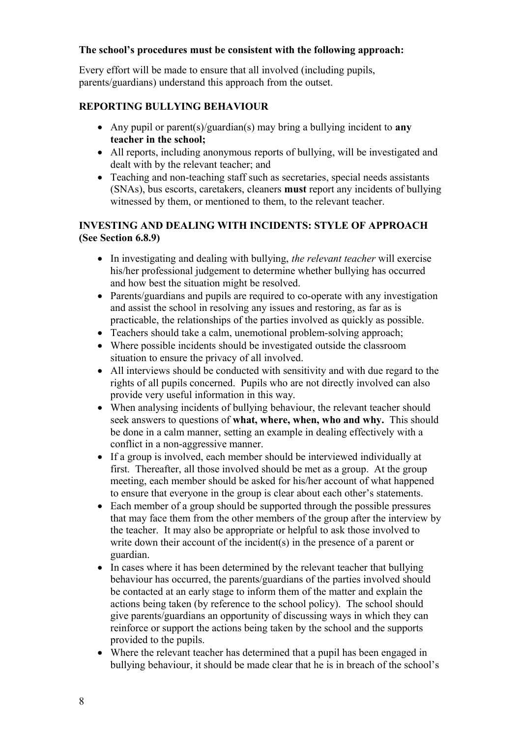**The school's procedures must be consistent with the following approach:**

Every effort will be made to ensure that all involved (including pupils, parents/guardians) understand this approach from the outset.

### REPORTING BULLYING BEHAVIOUR

- Any pupil or parent(s)/guardian(s) may bring a bullying incident to **any teacher in the school;**
- All reports, including anonymous reports of bullying, will be investigated and dealt with by the relevant teacher; and
- Teaching and non-teaching staff such as secretaries, special needs assistants (SNAs), bus escorts, caretakers, cleaners **must** report any incidents of bullying witnessed by them, or mentioned to them, to the relevant teacher.

### INVESTING AND DEALING WITH INCIDENTS: STYLE OF APPROACH (See Section 6.8.9)

- In investigating and dealing with bullying, *the relevant teacher* will exercise his/her professional judgement to determine whether bullying has occurred and how best the situation might be resolved.
- Parents/guardians and pupils are required to co-operate with any investigation and assist the school in resolving any issues and restoring, as far as is practicable, the relationships of the parties involved as quickly as possible.
- Teachers should take a calm, unemotional problem-solving approach;
- Where possible incidents should be investigated outside the classroom situation to ensure the privacy of all involved.
- All interviews should be conducted with sensitivity and with due regard to the rights of all pupils concerned. Pupils who are not directly involved can also provide very useful information in this way.
- When analysing incidents of bullying behaviour, the relevant teacher should seek answers to questions of **what, where, when, who and why.** This should be done in a calm manner, setting an example in dealing effectively with a conflict in a non-aggressive manner.
- If a group is involved, each member should be interviewed individually at first. Thereafter, all those involved should be met as a group. At the group meeting, each member should be asked for his/her account of what happened to ensure that everyone in the group is clear about each other's statements.
- Each member of a group should be supported through the possible pressures that may face them from the other members of the group after the interview by the teacher. It may also be appropriate or helpful to ask those involved to write down their account of the incident(s) in the presence of a parent or guardian.
- In cases where it has been determined by the relevant teacher that bullying behaviour has occurred, the parents/guardians of the parties involved should be contacted at an early stage to inform them of the matter and explain the actions being taken (by reference to the school policy). The school should give parents/guardians an opportunity of discussing ways in which they can reinforce or support the actions being taken by the school and the supports provided to the pupils.
- Where the relevant teacher has determined that a pupil has been engaged in bullying behaviour, it should be made clear that he is in breach of the school's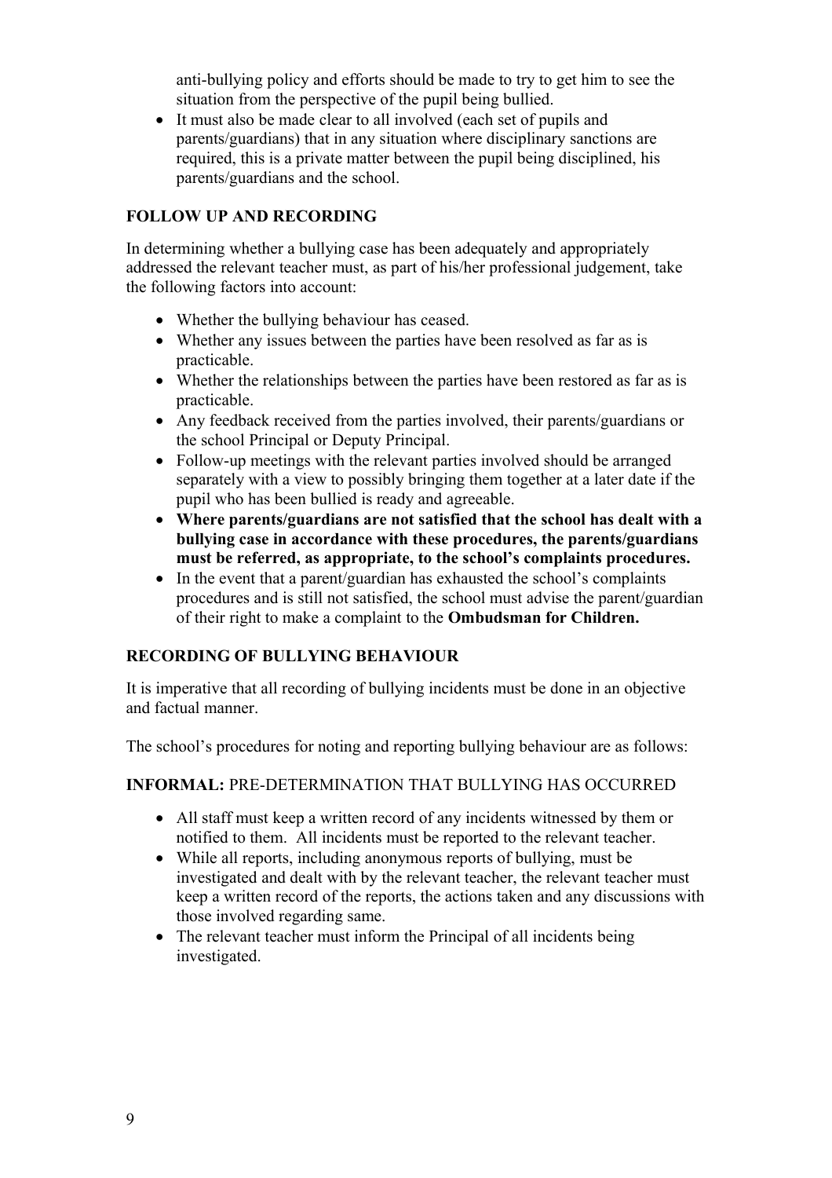anti-bullying policy and efforts should be made to try to get him to see the situation from the perspective of the pupil being bullied.

- It must also be made clear to all involved (each set of pupils and parents/guardians) that in any situation where disciplinary sanctions are required, this is a private matter between the pupil being disciplined, his parents/guardians and the school.

**FOLLOW UP AND RECORDING**

In determining whether a bullying case has been adequately and appropriately addressed the relevant teacher must, as part of his/her professional judgement, take the following factors into account:

- Whether the bullying behaviour has ceased.
- Whether any issues between the parties have been resolved as far as is practicable.
- Whether the relationships between the parties have been restored as far as is practicable.
- Any feedback received from the parties involved, their parents/guardians or the school Principal or Deputy Principal.
- Follow-up meetings with the relevant parties involved should be arranged separately with a view to possibly bringing them together at a later date if the pupil who has been bullied is ready and agreeable.
- **Where parents/guardians are not satisfied that the school has dealt with a bullying case in accordance with these procedures, the parents/guardians must be referred, as appropriate, to the school's complaints procedures.**
- In the event that a parent/guardian has exhausted the school's complaints procedures and is still not satisfied, the school must advise the parent/guardian of their right to make a complaint to the **Ombudsman for Children.**

**RECORDING OF BULLYING BEHAVIOUR**

It is imperative that all recording of bullying incidents must be done in an objective and factual manner.

The school's procedures for noting and reporting bullying behaviour are as follows:

**INFORMAL:** PRE-DETERMINATION THAT BULLYING HAS OCCURRED

- All staff must keep a written record of any incidents witnessed by them or notified to them. All incidents must be reported to the relevant teacher.
- While all reports, including anonymous reports of bullying, must be investigated and dealt with by the relevant teacher, the relevant teacher must keep a written record of the reports, the actions taken and any discussions with those involved regarding same.
- The relevant teacher must inform the Principal of all incidents being investigated.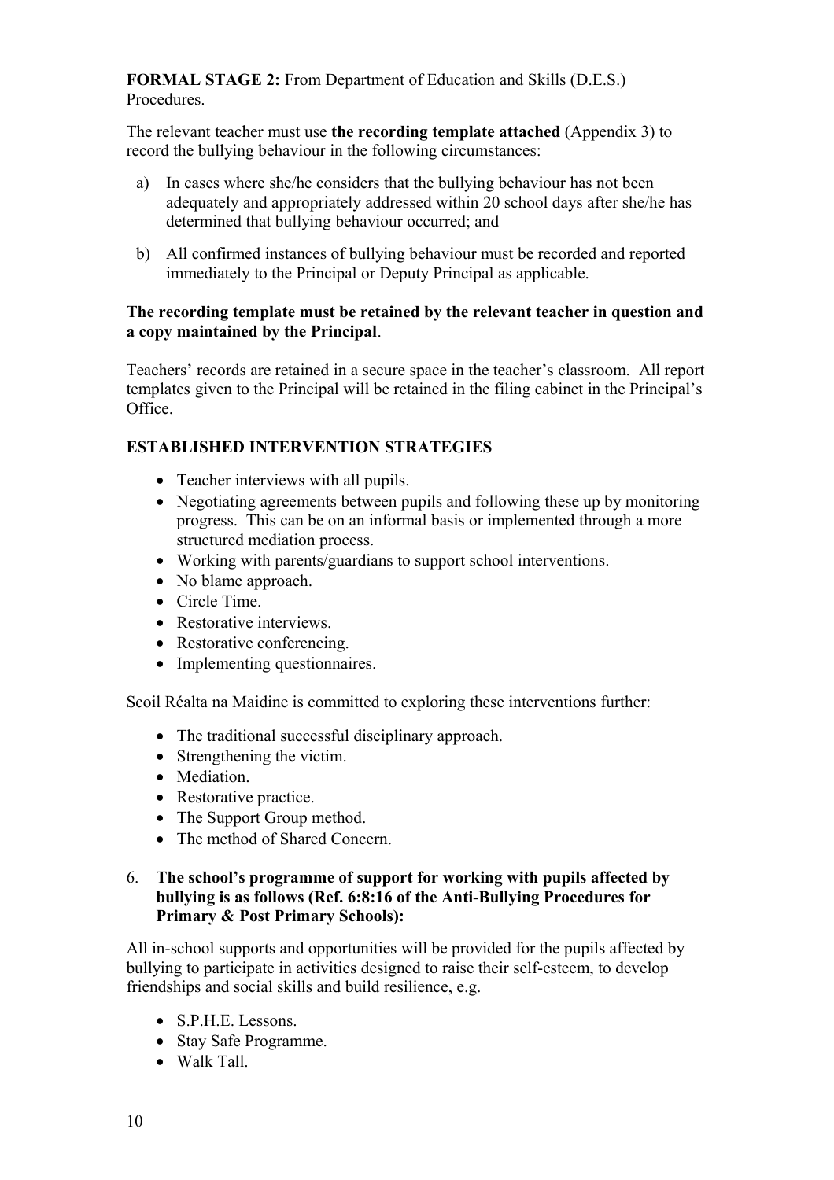**FORMAL STAGE 2:** From Department of Education and Skills (D.E.S.) Procedures.

The relevant teacher must use **the recording template attached** (Appendix 3) to record the bullying behaviour in the following circumstances:

a) In cases where she/he considers that the bullying behaviour has not been adequately and appropriately addressed within 20 school days after she/he has determined that bullying behaviour occurred; and

b) All confirmed instances of bullying behaviour must be recorded and reported immediately to the Principal or Deputy Principal as applicable.

**The recording template must be retained by the relevant teacher in question and a copy maintained by the Principal**.

Teachers' records are retained in a secure space in the teacher's classroom. All report templates given to the Principal will be retained in the filing cabinet in the Principal's Office.

**ESTABLISHED INTERVENTION STRATEGIES**

- Teacher interviews with all pupils.
- Negotiating agreements between pupils and following these up by monitoring progress. This can be on an informal basis or implemented through a more structured mediation process.
- Working with parents/guardians to support school interventions.
- No blame approach.
- Circle Time.
- Restorative interviews.
- Restorative conferencing.
- Implementing questionnaires.

Scoil Réalta na Maidine is committed to exploring these interventions further:

- The traditional successful disciplinary approach.
- Strengthening the victim.
- Mediation.
- Restorative practice.
- The Support Group method.
- The method of Shared Concern.

6. **The school's programme of support for working with pupils affected by bullying is as follows (Ref. 6:8:16 of the Anti-Bullying Procedures for Primary & Post Primary Schools):**

All in-school supports and opportunities will be provided for the pupils affected by bullying to participate in activities designed to raise their self-esteem, to develop friendships and social skills and build resilience, e.g.

- S.P.H.E. Lessons.
- Stay Safe Programme.
- Walk Tall.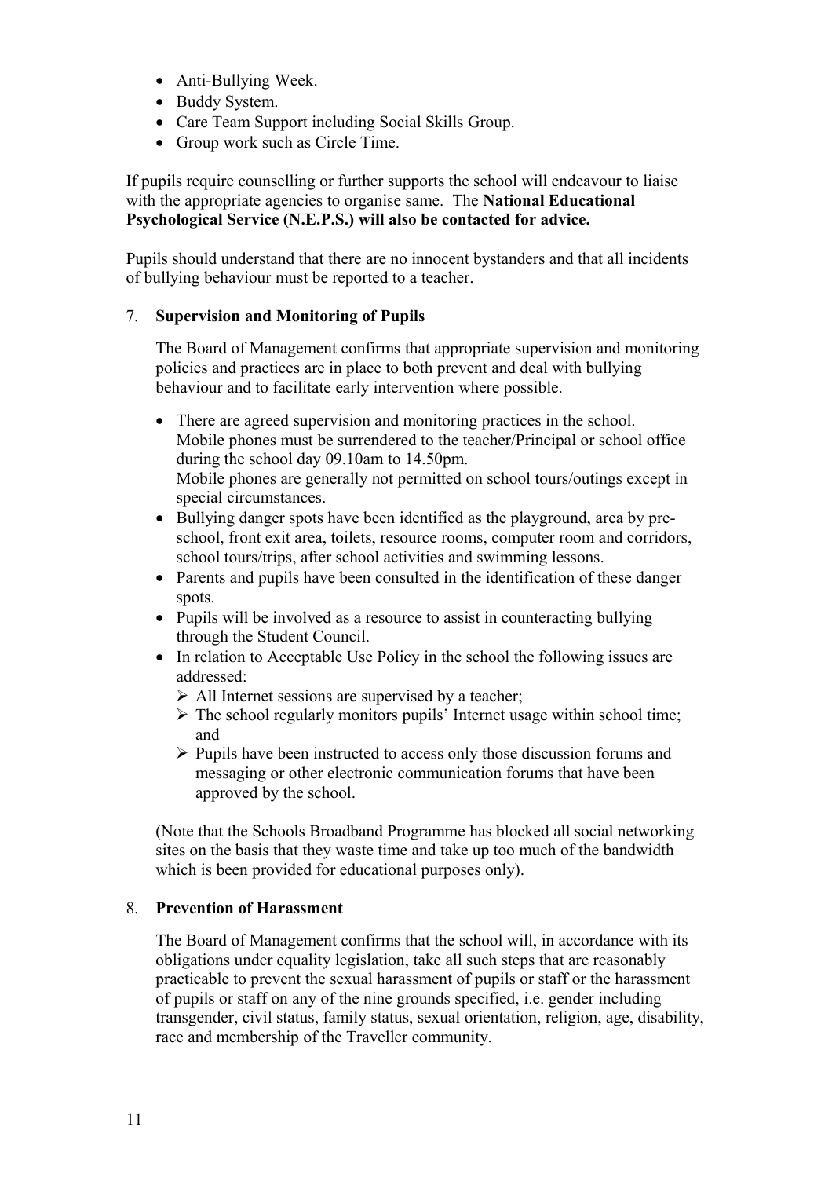- Anti-Bullying Week.
- Buddy System.
- Care Team Support including Social Skills Group.
- Group work such as Circle Time.

If pupils require counselling or further supports the school will endeavour to liaise with the appropriate agencies to organise same. The **National Educational Psychological Service (N.E.P.S.) will also be contacted for advice.**

Pupils should understand that there are no innocent bystanders and that all incidents of bullying behaviour must be reported to a teacher.

## 7. **Supervision and Monitoring of Pupils**

The Board of Management confirms that appropriate supervision and monitoring policies and practices are in place to both prevent and deal with bullying behaviour and to facilitate early intervention where possible.

- There are agreed supervision and monitoring practices in the school. Mobile phones must be surrendered to the teacher/Principal or school office during the school day 09.10am to 14.50pm. Mobile phones are generally not permitted on school tours/outings except in special circumstances.
- Bullying danger spots have been identified as the playground, area by pre-school, front exit area, toilets, resource rooms, computer room and corridors, school tours/trips, after school activities and swimming lessons.
- Parents and pupils have been consulted in the identification of these danger spots.
- Pupils will be involved as a resource to assist in counteracting bullying through the Student Council.
- In relation to Acceptable Use Policy in the school the following issues are addressed:
  - All Internet sessions are supervised by a teacher;
  - The school regularly monitors pupils' Internet usage within school time; and
  - Pupils have been instructed to access only those discussion forums and messaging or other electronic communication forums that have been approved by the school.

(Note that the Schools Broadband Programme has blocked all social networking sites on the basis that they waste time and take up too much of the bandwidth which is been provided for educational purposes only).

## 8. **Prevention of Harassment**

The Board of Management confirms that the school will, in accordance with its obligations under equality legislation, take all such steps that are reasonably practicable to prevent the sexual harassment of pupils or staff or the harassment of pupils or staff on any of the nine grounds specified, i.e. gender including transgender, civil status, family status, sexual orientation, religion, age, disability, race and membership of the Traveller community.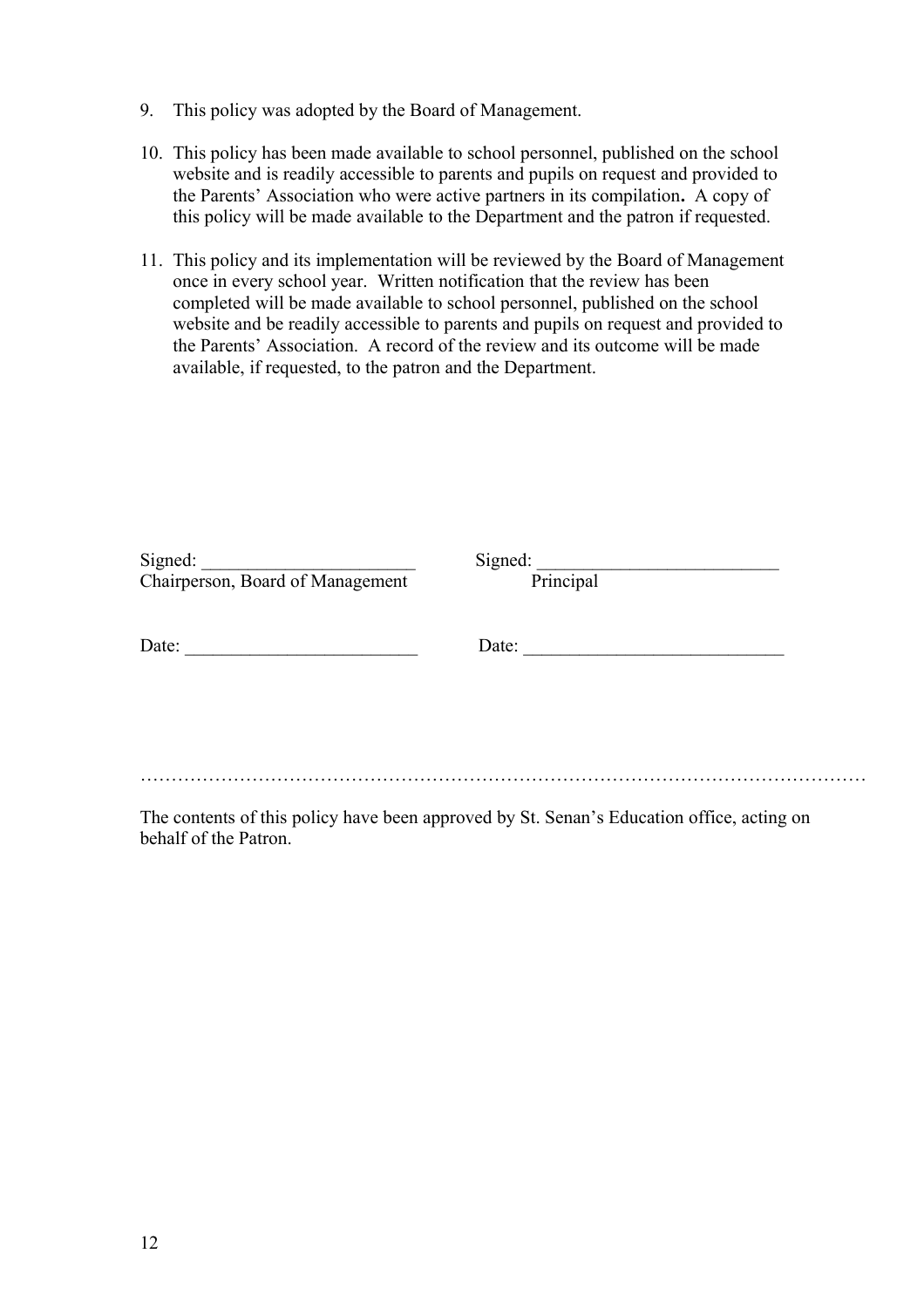9. This policy was adopted by the Board of Management.

10. This policy has been made available to school personnel, published on the school website and is readily accessible to parents and pupils on request and provided to the Parents' Association who were active partners in its compilation**.** A copy of this policy will be made available to the Department and the patron if requested.

11. This policy and its implementation will be reviewed by the Board of Management once in every school year. Written notification that the review has been completed will be made available to school personnel, published on the school website and be readily accessible to parents and pupils on request and provided to the Parents' Association. A record of the review and its outcome will be made available, if requested, to the patron and the Department.

Signed: _______________________
Chairperson, Board of Management

Signed: __________________________
Principal

Date: _________________________

Date: ____________________________

…………………………………………………………………………………………………

The contents of this policy have been approved by St. Senan's Education office, acting on behalf of the Patron.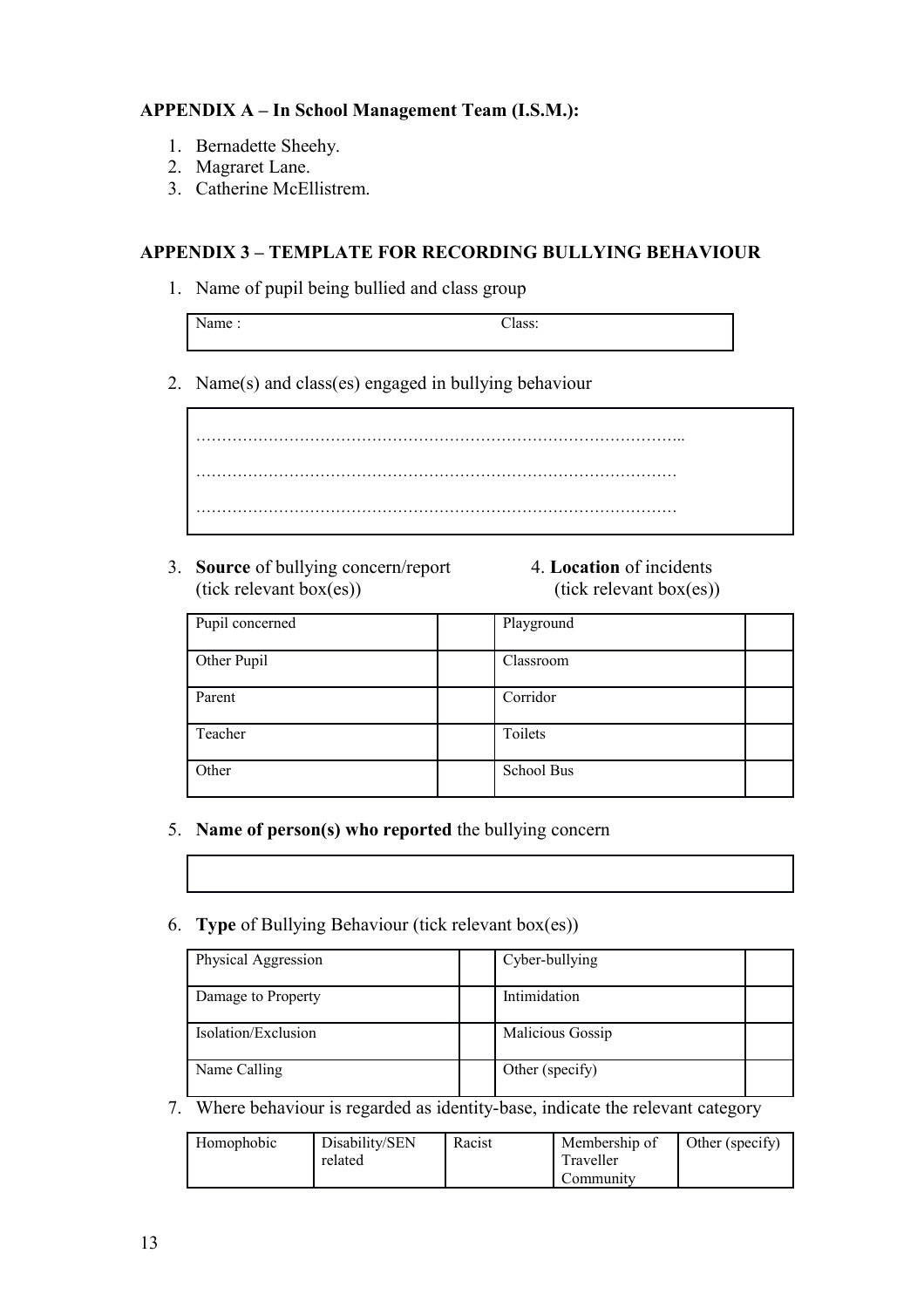**APPENDIX A – In School Management Team (I.S.M.):**

1. Bernadette Sheehy.
2. Magraret Lane.
3. Catherine McEllistrem.

**APPENDIX 3 – TEMPLATE FOR RECORDING BULLYING BEHAVIOUR**

1. Name of pupil being bullied and class group

| Name : | Class: |
|---|---|

2. Name(s) and class(es) engaged in bullying behaviour

|
|---|
| ……………………………………………………………………………….. |
| ……………………………………………………………………………… |
| ……………………………………………………………………………… |

3. **Source** of bullying concern/report (tick relevant box(es))

4. **Location** of incidents (tick relevant box(es))

| Source | | Location | |
|---|---|---|---|
| Pupil concerned | | Playground | |
| Other Pupil | | Classroom | |
| Parent | | Corridor | |
| Teacher | | Toilets | |
| Other | | School Bus | |

5. **Name of person(s) who reported** the bullying concern

|
|---|
| |

6. **Type** of Bullying Behaviour (tick relevant box(es))

| | | | |
|---|---|---|---|
| Physical Aggression | | Cyber-bullying | |
| Damage to Property | | Intimidation | |
| Isolation/Exclusion | | Malicious Gossip | |
| Name Calling | | Other (specify) | |

7. Where behaviour is regarded as identity-base, indicate the relevant category

| Homophobic | Disability/SEN related | Racist | Membership of Traveller Community | Other (specify) |
|---|---|---|---|---|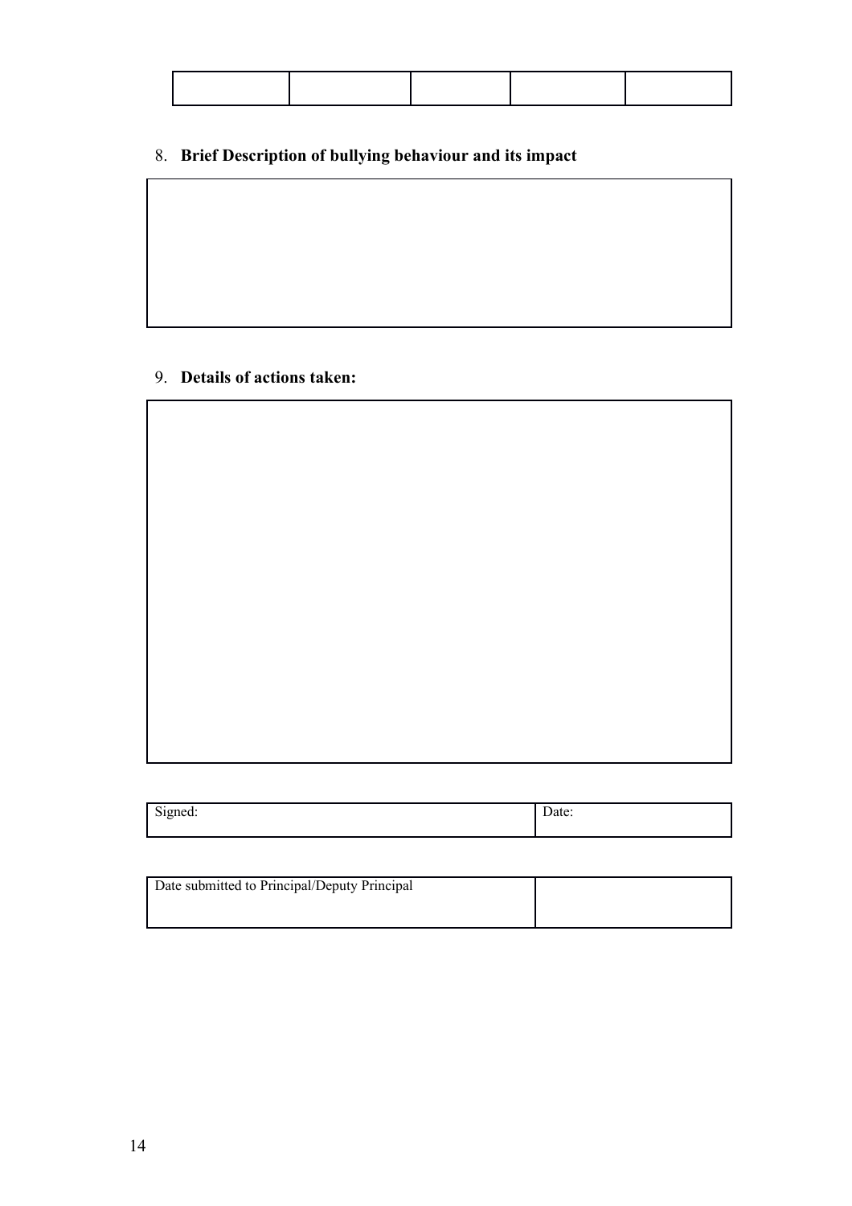| | | | | |
|---|---|---|---|---|
| | | | | |

8. **Brief Description of bullying behaviour and its impact**

| |
|---|
| |

9. **Details of actions taken:**

| |
|---|
| |

| | |
|---|---|
| Signed: | Date: |

| | |
|---|---|
| Date submitted to Principal/Deputy Principal | |